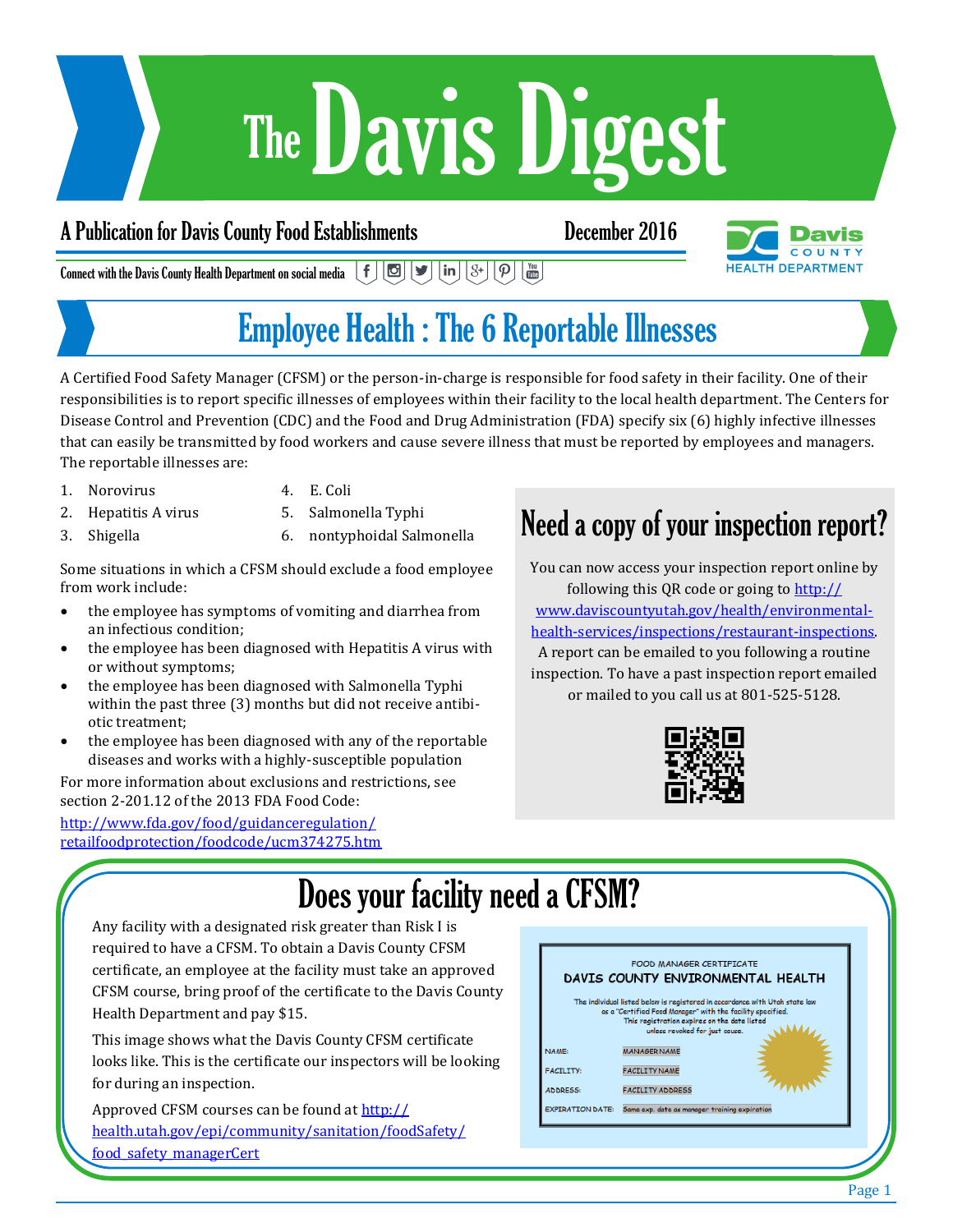# The Davis Digest

**A Publication for Davis County Food Establishments** — December 2016

Connect with the Davis County Health Department on social media

Davis County Health Department

## Employee Health : The 6 Reportable Illnesses

A Certified Food Safety Manager (CFSM) or the person-in-charge is responsible for food safety in their facility. One of their responsibilities is to report specific illnesses of employees within their facility to the local health department. The Centers for Disease Control and Prevention (CDC) and the Food and Drug Administration (FDA) specify six (6) highly infective illnesses that can easily be transmitted by food workers and cause severe illness that must be reported by employees and managers. The reportable illnesses are:

1. Norovirus
2. Hepatitis A virus
3. Shigella
4. E. Coli
5. Salmonella Typhi
6. nontyphoidal Salmonella

Some situations in which a CFSM should exclude a food employee from work include:

- the employee has symptoms of vomiting and diarrhea from an infectious condition;
- the employee has been diagnosed with Hepatitis A virus with or without symptoms;
- the employee has been diagnosed with Salmonella Typhi within the past three (3) months but did not receive antibiotic treatment;
- the employee has been diagnosed with any of the reportable diseases and works with a highly-susceptible population

For more information about exclusions and restrictions, see section 2-201.12 of the 2013 FDA Food Code:

http://www.fda.gov/food/guidanceregulation/retailfoodprotection/foodcode/ucm374275.htm

## Need a copy of your inspection report?

You can now access your inspection report online by following this QR code or going to http://www.daviscountyutah.gov/health/environmental-health-services/inspections/restaurant-inspections. A report can be emailed to you following a routine inspection. To have a past inspection report emailed or mailed to you call us at 801-525-5128.

## Does your facility need a CFSM?

Any facility with a designated risk greater than Risk I is required to have a CFSM. To obtain a Davis County CFSM certificate, an employee at the facility must take an approved CFSM course, bring proof of the certificate to the Davis County Health Department and pay $15.

This image shows what the Davis County CFSM certificate looks like. This is the certificate our inspectors will be looking for during an inspection.

Approved CFSM courses can be found at http://health.utah.gov/epi/community/sanitation/foodSafety/food_safety_managerCert

FOOD MANAGER CERTIFICATE
DAVIS COUNTY ENVIRONMENTAL HEALTH

The individual listed below is registered in accordance with Utah state law as a "Certified Food Manager" with the facility specified. This registration expires on the date listed unless revoked for just cause.

NAME: MANAGER NAME
FACILITY: FACILITY NAME
ADDRESS: FACILITY ADDRESS
EXPIRATION DATE: Same exp. date as manager training expiration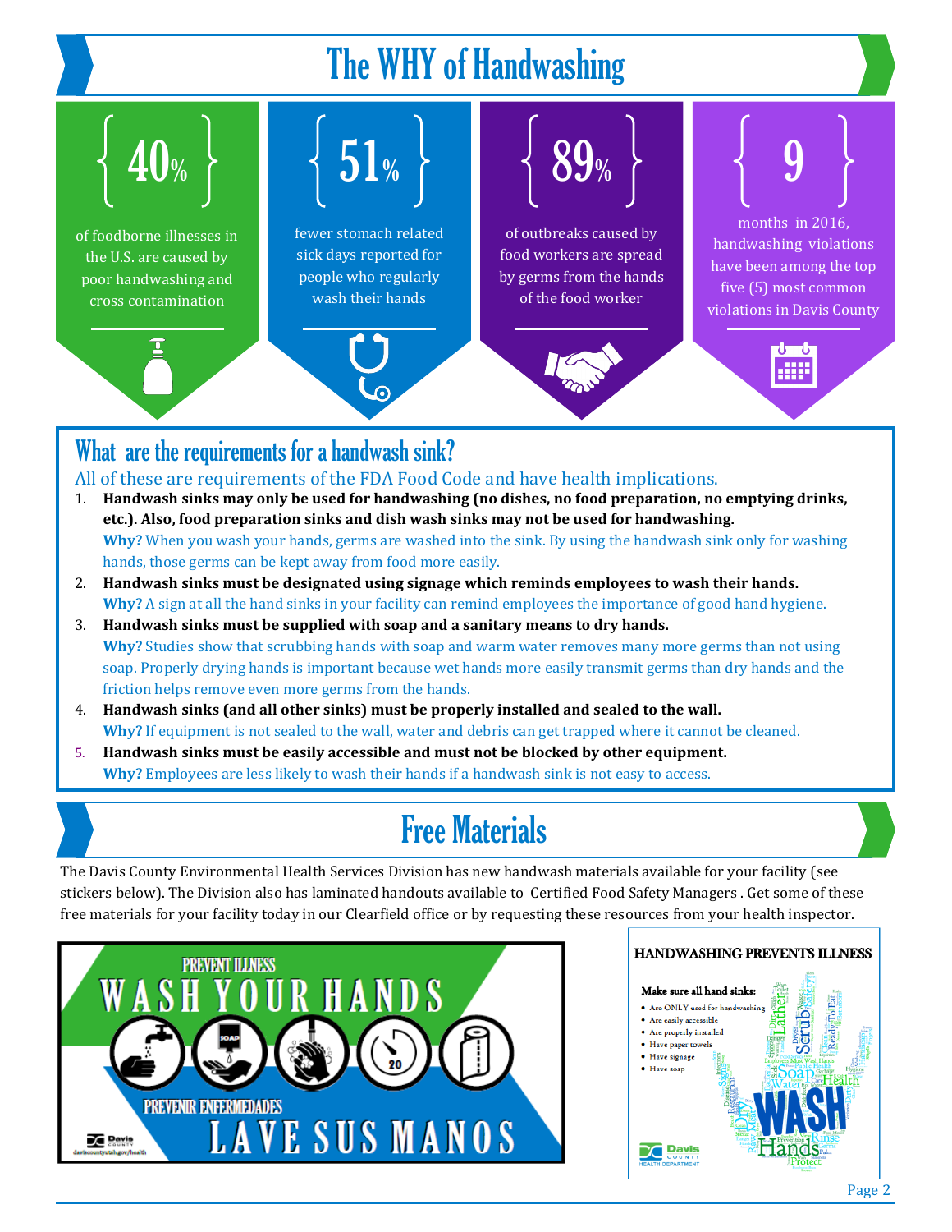# The WHY of Handwashing

**40%**

of foodborne illnesses in the U.S. are caused by poor handwashing and cross contamination

**51%**

fewer stomach related sick days reported for people who regularly wash their hands

**89%**

of outbreaks caused by food workers are spread by germs from the hands of the food worker

**9**

months in 2016, handwashing violations have been among the top five (5) most common violations in Davis County

## What are the requirements for a handwash sink?

All of these are requirements of the FDA Food Code and have health implications.

1. **Handwash sinks may only be used for handwashing (no dishes, no food preparation, no emptying drinks, etc.). Also, food preparation sinks and dish wash sinks may not be used for handwashing.**
   **Why?** When you wash your hands, germs are washed into the sink. By using the handwash sink only for washing hands, those germs can be kept away from food more easily.
2. **Handwash sinks must be designated using signage which reminds employees to wash their hands.**
   **Why?** A sign at all the hand sinks in your facility can remind employees the importance of good hand hygiene.
3. **Handwash sinks must be supplied with soap and a sanitary means to dry hands.**
   **Why?** Studies show that scrubbing hands with soap and warm water removes many more germs than not using soap. Properly drying hands is important because wet hands more easily transmit germs than dry hands and the friction helps remove even more germs from the hands.
4. **Handwash sinks (and all other sinks) must be properly installed and sealed to the wall.**
   **Why?** If equipment is not sealed to the wall, water and debris can get trapped where it cannot be cleaned.
5. **Handwash sinks must be easily accessible and must not be blocked by other equipment.**
   **Why?** Employees are less likely to wash their hands if a handwash sink is not easy to access.

# Free Materials

The Davis County Environmental Health Services Division has new handwash materials available for your facility (see stickers below). The Division also has laminated handouts available to Certified Food Safety Managers . Get some of these free materials for your facility today in our Clearfield office or by requesting these resources from your health inspector.

PREVENT ILLNESS
WASH YOUR HANDS
PREVENIR ENFERMEDADES
LAVE SUS MANOS
Davis County
daviscountyutah.gov/health

HANDWASHING PREVENTS ILLNESS

Make sure all hand sinks:

- Are ONLY used for handwashing
- Are easily accessible
- Are properly installed
- Have paper towels
- Have signage
- Have soap

Davis County Health Department